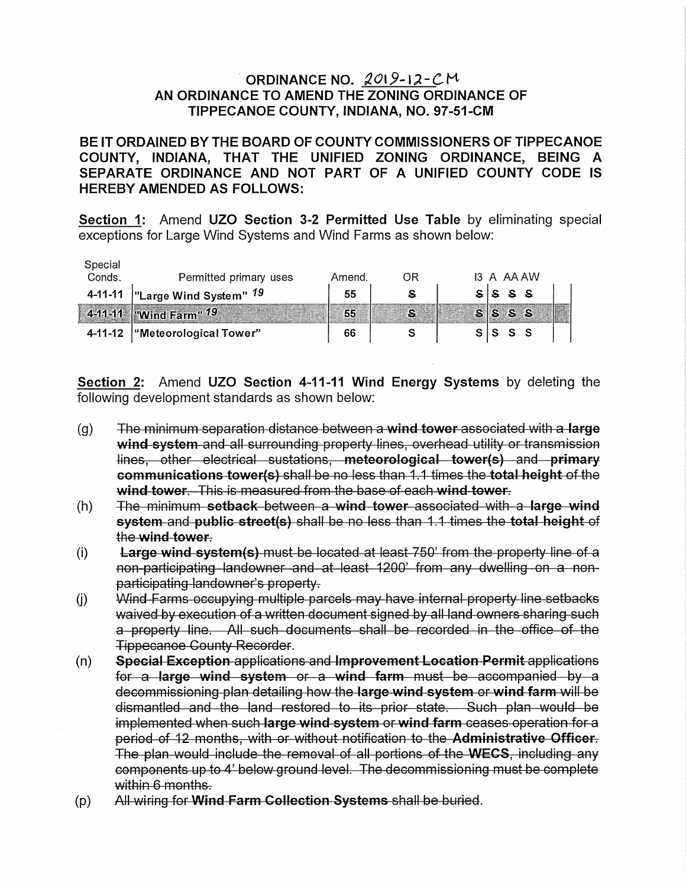# ORDINANCE NO. 2019-12-CM

## AN ORDINANCE TO AMEND THE ZONING ORDINANCE OF TIPPECANOE COUNTY, INDIANA, NO. 97-51-CM

**BE IT ORDAINED BY THE BOARD OF COUNTY COMMISSIONERS OF TIPPECANOE COUNTY, INDIANA, THAT THE UNIFIED ZONING ORDINANCE, BEING A SEPARATE ORDINANCE AND NOT PART OF A UNIFIED COUNTY CODE IS HEREBY AMENDED AS FOLLOWS:**

**Section 1:** Amend **UZO Section 3-2 Permitted Use Table** by eliminating special exceptions for Large Wind Systems and Wind Farms as shown below:

| Special Conds. | Permitted primary uses | Amend. | OR | I3 | A | AA | AW | |
|---|---|---|---|---|---|---|---|---|
| 4-11-11 | "Large Wind System" 19 | 55 | ~~S~~ | ~~S~~ | ~~S~~ | ~~S~~ | ~~S~~ | |
| 4-11-11 | "Wind Farm" 19 | 55 | ~~S~~ | ~~S~~ | ~~S~~ | ~~S~~ | ~~S~~ | |
| 4-11-12 | "Meteorological Tower" | 66 | S | S | S | S | S | |

**Section 2:** Amend **UZO Section 4-11-11 Wind Energy Systems** by deleting the following development standards as shown below:

(g) ~~The minimum separation distance between a **wind tower** associated with a **large wind system** and all surrounding property lines, overhead utility or transmission lines, other electrical sustations, **meteorological tower(s)** and **primary communications tower(s)** shall be no less than 1.1 times the **total height** of the **wind tower**. This is measured from the base of each **wind tower**.~~

(h) ~~The minimum **setback** between a **wind tower** associated with a **large wind system** and **public street(s)** shall be no less than 1.1 times the **total height** of the **wind tower**.~~

(i) ~~**Large wind system(s)** must be located at least 750' from the property line of a non-participating landowner and at least 1200' from any dwelling on a non-participating landowner's property.~~

(j) ~~Wind Farms occupying multiple parcels may have internal property line setbacks waived by execution of a written document signed by all land owners sharing such a property line. All such documents shall be recorded in the office of the Tippecanoe County Recorder.~~

(n) ~~**Special Exception** applications and **Improvement Location Permit** applications for a **large wind system** or a **wind farm** must be accompanied by a decommissioning plan detailing how the **large wind system** or **wind farm** will be dismantled and the land restored to its prior state. Such plan would be implemented when such **large wind system** or **wind farm** ceases operation for a period of 12 months, with or without notification to the **Administrative Officer**. The plan would include the removal of all portions of the **WECS**, including any components up to 4' below ground level. The decommissioning must be complete within 6 months.~~

(p) ~~All wiring for **Wind Farm Collection Systems** shall be buried.~~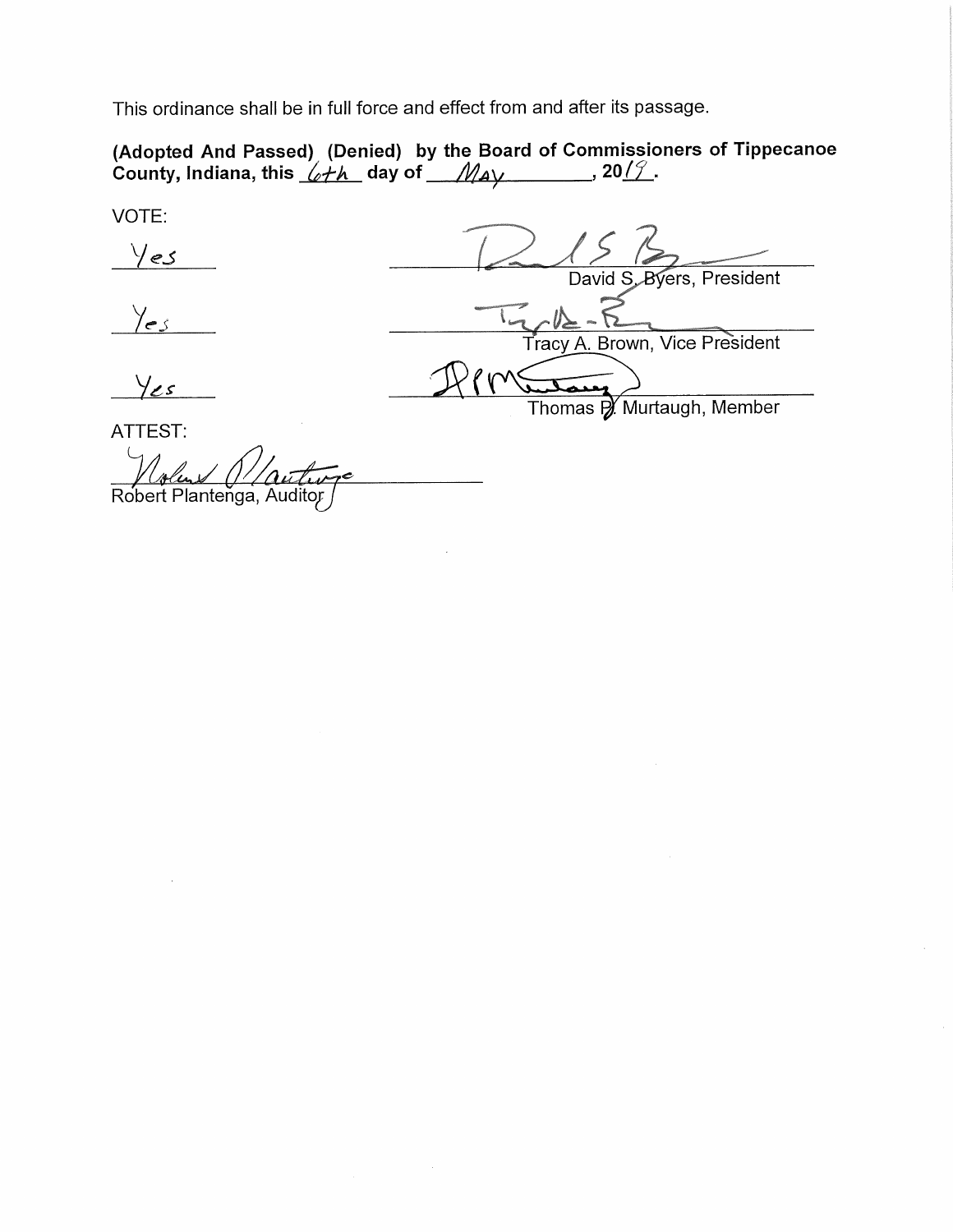This ordinance shall be in full force and effect from and after its passage.

**(Adopted And Passed) (Denied) by the Board of Commissioners of Tippecanoe County, Indiana, this** 6th **day of** May**, 20**19**.**

VOTE:

| | |
|---|---|
| Yes | David S. Byers, President |
| Yes | Tracy A. Brown, Vice President |
| Yes | Thomas P. Murtaugh, Member |

ATTEST:

Robert Plantenga, Auditor